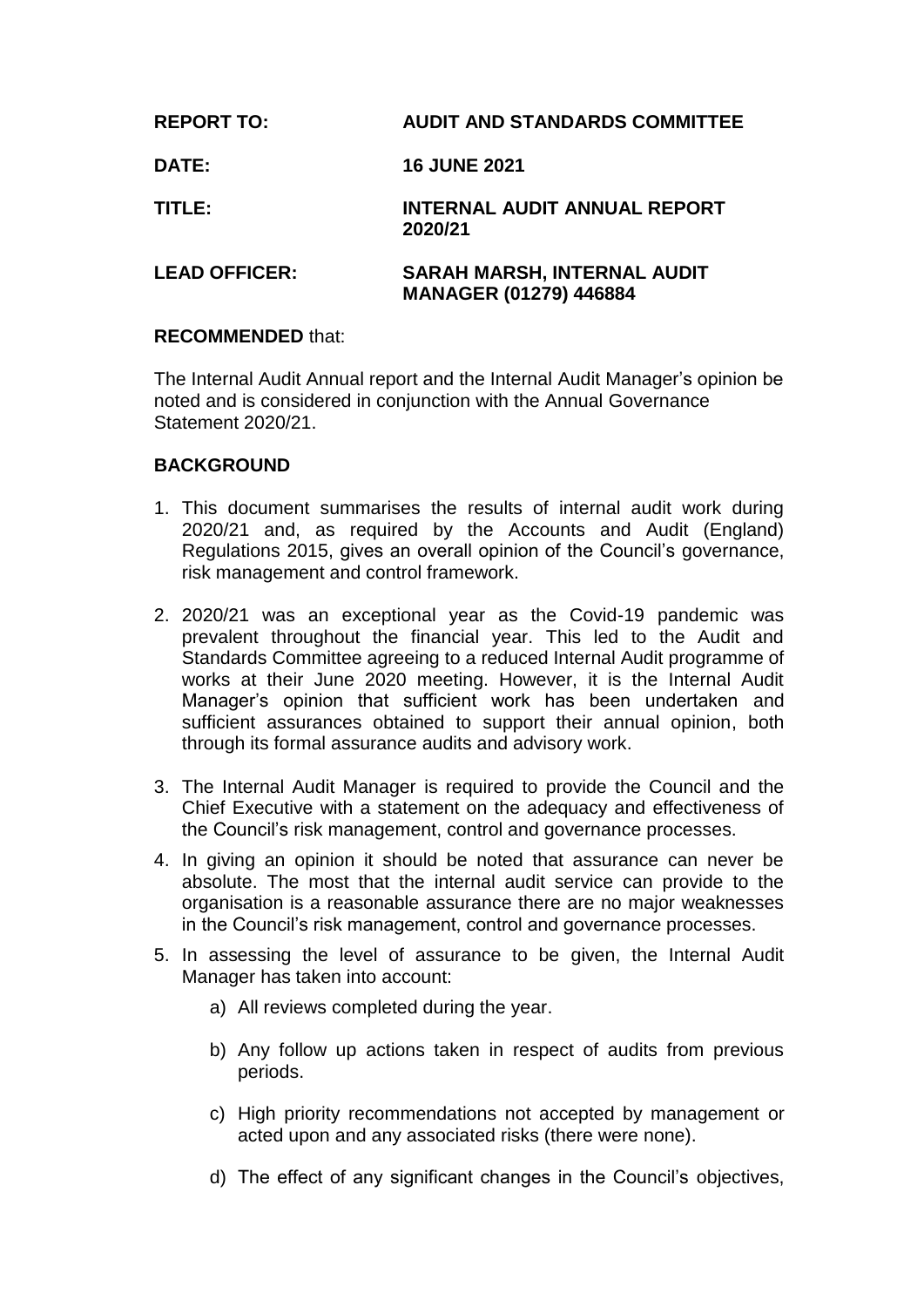**REPORT TO:** **AUDIT AND STANDARDS COMMITTEE**

**DATE:** **16 JUNE 2021**

**TITLE:** **INTERNAL AUDIT ANNUAL REPORT 2020/21**

**LEAD OFFICER:** **SARAH MARSH, INTERNAL AUDIT MANAGER (01279) 446884**

**RECOMMENDED** that:

The Internal Audit Annual report and the Internal Audit Manager's opinion be noted and is considered in conjunction with the Annual Governance Statement 2020/21.

## BACKGROUND

1. This document summarises the results of internal audit work during 2020/21 and, as required by the Accounts and Audit (England) Regulations 2015, gives an overall opinion of the Council's governance, risk management and control framework.

2. 2020/21 was an exceptional year as the Covid-19 pandemic was prevalent throughout the financial year. This led to the Audit and Standards Committee agreeing to a reduced Internal Audit programme of works at their June 2020 meeting. However, it is the Internal Audit Manager's opinion that sufficient work has been undertaken and sufficient assurances obtained to support their annual opinion, both through its formal assurance audits and advisory work.

3. The Internal Audit Manager is required to provide the Council and the Chief Executive with a statement on the adequacy and effectiveness of the Council's risk management, control and governance processes.

4. In giving an opinion it should be noted that assurance can never be absolute. The most that the internal audit service can provide to the organisation is a reasonable assurance there are no major weaknesses in the Council's risk management, control and governance processes.

5. In assessing the level of assurance to be given, the Internal Audit Manager has taken into account:

    a) All reviews completed during the year.

    b) Any follow up actions taken in respect of audits from previous periods.

    c) High priority recommendations not accepted by management or acted upon and any associated risks (there were none).

    d) The effect of any significant changes in the Council's objectives,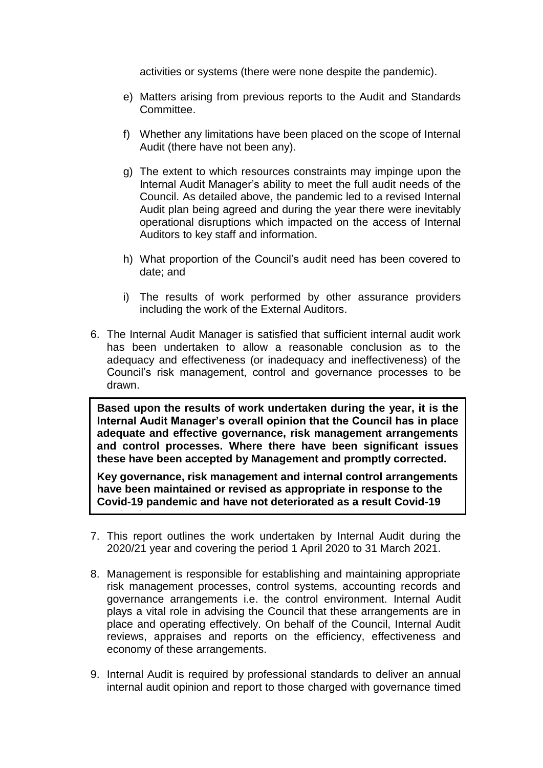activities or systems (there were none despite the pandemic).

e) Matters arising from previous reports to the Audit and Standards Committee.

f) Whether any limitations have been placed on the scope of Internal Audit (there have not been any).

g) The extent to which resources constraints may impinge upon the Internal Audit Manager's ability to meet the full audit needs of the Council. As detailed above, the pandemic led to a revised Internal Audit plan being agreed and during the year there were inevitably operational disruptions which impacted on the access of Internal Auditors to key staff and information.

h) What proportion of the Council's audit need has been covered to date; and

i) The results of work performed by other assurance providers including the work of the External Auditors.

6. The Internal Audit Manager is satisfied that sufficient internal audit work has been undertaken to allow a reasonable conclusion as to the adequacy and effectiveness (or inadequacy and ineffectiveness) of the Council's risk management, control and governance processes to be drawn.

**Based upon the results of work undertaken during the year, it is the Internal Audit Manager's overall opinion that the Council has in place adequate and effective governance, risk management arrangements and control processes. Where there have been significant issues these have been accepted by Management and promptly corrected.**

**Key governance, risk management and internal control arrangements have been maintained or revised as appropriate in response to the Covid-19 pandemic and have not deteriorated as a result Covid-19**

7. This report outlines the work undertaken by Internal Audit during the 2020/21 year and covering the period 1 April 2020 to 31 March 2021.

8. Management is responsible for establishing and maintaining appropriate risk management processes, control systems, accounting records and governance arrangements i.e. the control environment. Internal Audit plays a vital role in advising the Council that these arrangements are in place and operating effectively. On behalf of the Council, Internal Audit reviews, appraises and reports on the efficiency, effectiveness and economy of these arrangements.

9. Internal Audit is required by professional standards to deliver an annual internal audit opinion and report to those charged with governance timed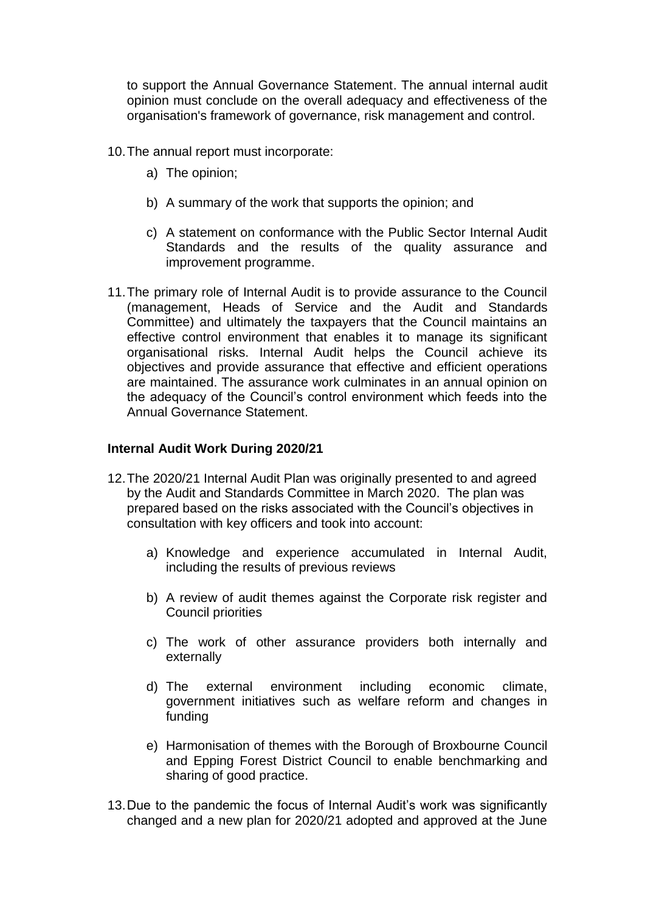to support the Annual Governance Statement. The annual internal audit opinion must conclude on the overall adequacy and effectiveness of the organisation's framework of governance, risk management and control.

10. The annual report must incorporate:

    a) The opinion;

    b) A summary of the work that supports the opinion; and

    c) A statement on conformance with the Public Sector Internal Audit Standards and the results of the quality assurance and improvement programme.

11. The primary role of Internal Audit is to provide assurance to the Council (management, Heads of Service and the Audit and Standards Committee) and ultimately the taxpayers that the Council maintains an effective control environment that enables it to manage its significant organisational risks. Internal Audit helps the Council achieve its objectives and provide assurance that effective and efficient operations are maintained. The assurance work culminates in an annual opinion on the adequacy of the Council's control environment which feeds into the Annual Governance Statement.

**Internal Audit Work During 2020/21**

12. The 2020/21 Internal Audit Plan was originally presented to and agreed by the Audit and Standards Committee in March 2020. The plan was prepared based on the risks associated with the Council's objectives in consultation with key officers and took into account:

    a) Knowledge and experience accumulated in Internal Audit, including the results of previous reviews

    b) A review of audit themes against the Corporate risk register and Council priorities

    c) The work of other assurance providers both internally and externally

    d) The external environment including economic climate, government initiatives such as welfare reform and changes in funding

    e) Harmonisation of themes with the Borough of Broxbourne Council and Epping Forest District Council to enable benchmarking and sharing of good practice.

13. Due to the pandemic the focus of Internal Audit's work was significantly changed and a new plan for 2020/21 adopted and approved at the June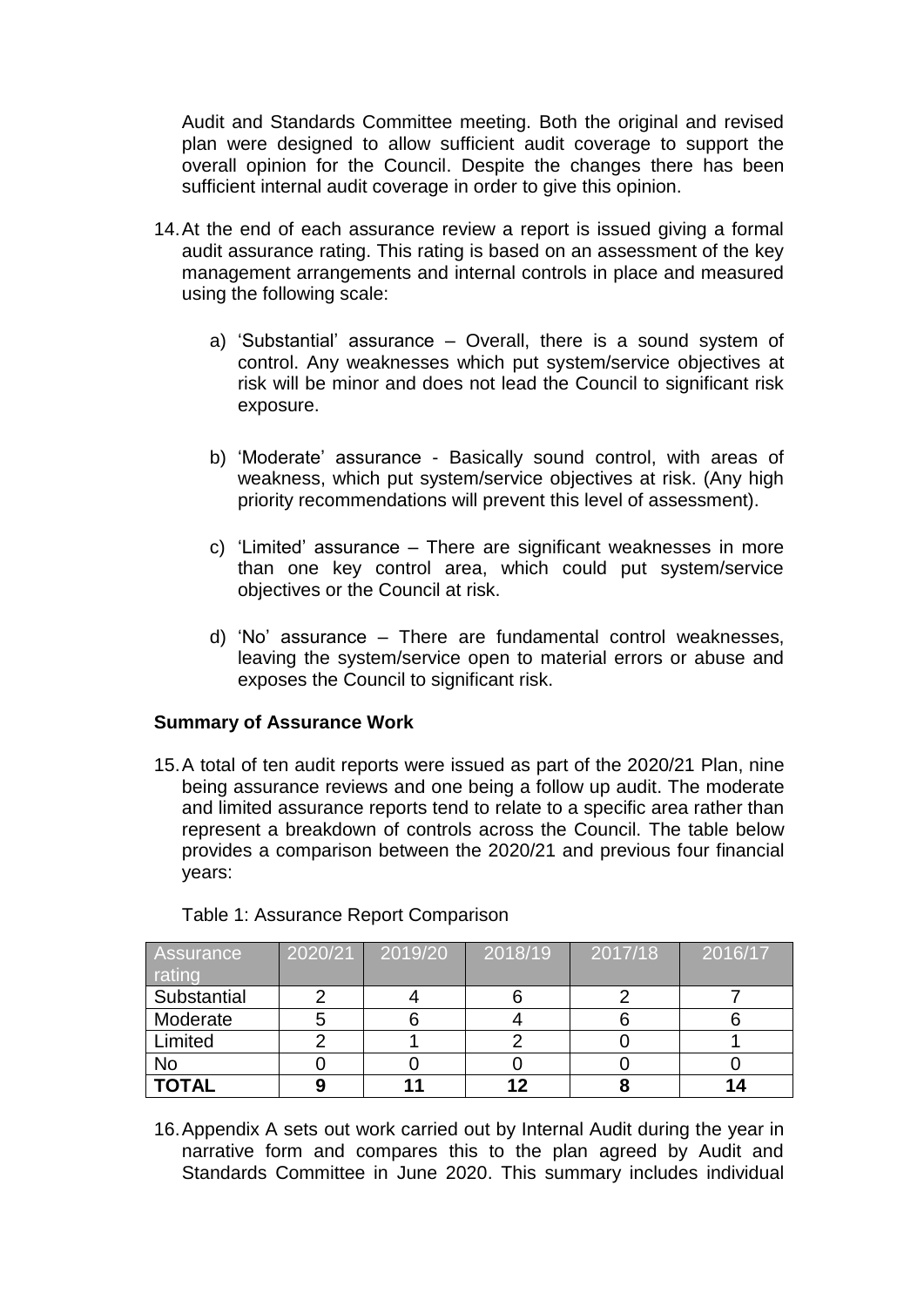Audit and Standards Committee meeting. Both the original and revised plan were designed to allow sufficient audit coverage to support the overall opinion for the Council. Despite the changes there has been sufficient internal audit coverage in order to give this opinion.

14. At the end of each assurance review a report is issued giving a formal audit assurance rating. This rating is based on an assessment of the key management arrangements and internal controls in place and measured using the following scale:

    a) 'Substantial' assurance – Overall, there is a sound system of control. Any weaknesses which put system/service objectives at risk will be minor and does not lead the Council to significant risk exposure.

    b) 'Moderate' assurance - Basically sound control, with areas of weakness, which put system/service objectives at risk. (Any high priority recommendations will prevent this level of assessment).

    c) 'Limited' assurance – There are significant weaknesses in more than one key control area, which could put system/service objectives or the Council at risk.

    d) 'No' assurance – There are fundamental control weaknesses, leaving the system/service open to material errors or abuse and exposes the Council to significant risk.

**Summary of Assurance Work**

15. A total of ten audit reports were issued as part of the 2020/21 Plan, nine being assurance reviews and one being a follow up audit. The moderate and limited assurance reports tend to relate to a specific area rather than represent a breakdown of controls across the Council. The table below provides a comparison between the 2020/21 and previous four financial years:

Table 1: Assurance Report Comparison

| Assurance rating | 2020/21 | 2019/20 | 2018/19 | 2017/18 | 2016/17 |
|---|---|---|---|---|---|
| Substantial | 2 | 4 | 6 | 2 | 7 |
| Moderate | 5 | 6 | 4 | 6 | 6 |
| Limited | 2 | 1 | 2 | 0 | 1 |
| No | 0 | 0 | 0 | 0 | 0 |
| **TOTAL** | **9** | **11** | **12** | **8** | **14** |

16. Appendix A sets out work carried out by Internal Audit during the year in narrative form and compares this to the plan agreed by Audit and Standards Committee in June 2020. This summary includes individual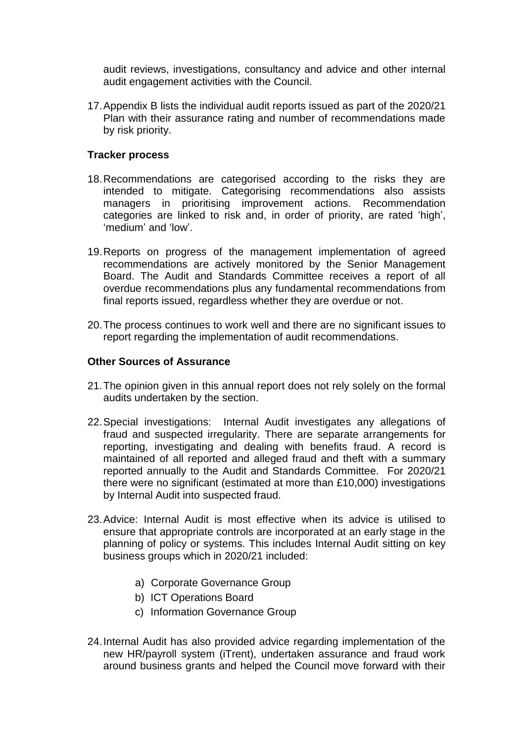audit reviews, investigations, consultancy and advice and other internal audit engagement activities with the Council.

17. Appendix B lists the individual audit reports issued as part of the 2020/21 Plan with their assurance rating and number of recommendations made by risk priority.

**Tracker process**

18. Recommendations are categorised according to the risks they are intended to mitigate. Categorising recommendations also assists managers in prioritising improvement actions. Recommendation categories are linked to risk and, in order of priority, are rated 'high', 'medium' and 'low'.

19. Reports on progress of the management implementation of agreed recommendations are actively monitored by the Senior Management Board. The Audit and Standards Committee receives a report of all overdue recommendations plus any fundamental recommendations from final reports issued, regardless whether they are overdue or not.

20. The process continues to work well and there are no significant issues to report regarding the implementation of audit recommendations.

**Other Sources of Assurance**

21. The opinion given in this annual report does not rely solely on the formal audits undertaken by the section.

22. Special investigations: Internal Audit investigates any allegations of fraud and suspected irregularity. There are separate arrangements for reporting, investigating and dealing with benefits fraud. A record is maintained of all reported and alleged fraud and theft with a summary reported annually to the Audit and Standards Committee. For 2020/21 there were no significant (estimated at more than £10,000) investigations by Internal Audit into suspected fraud.

23. Advice: Internal Audit is most effective when its advice is utilised to ensure that appropriate controls are incorporated at an early stage in the planning of policy or systems. This includes Internal Audit sitting on key business groups which in 2020/21 included:

    a) Corporate Governance Group
    b) ICT Operations Board
    c) Information Governance Group

24. Internal Audit has also provided advice regarding implementation of the new HR/payroll system (iTrent), undertaken assurance and fraud work around business grants and helped the Council move forward with their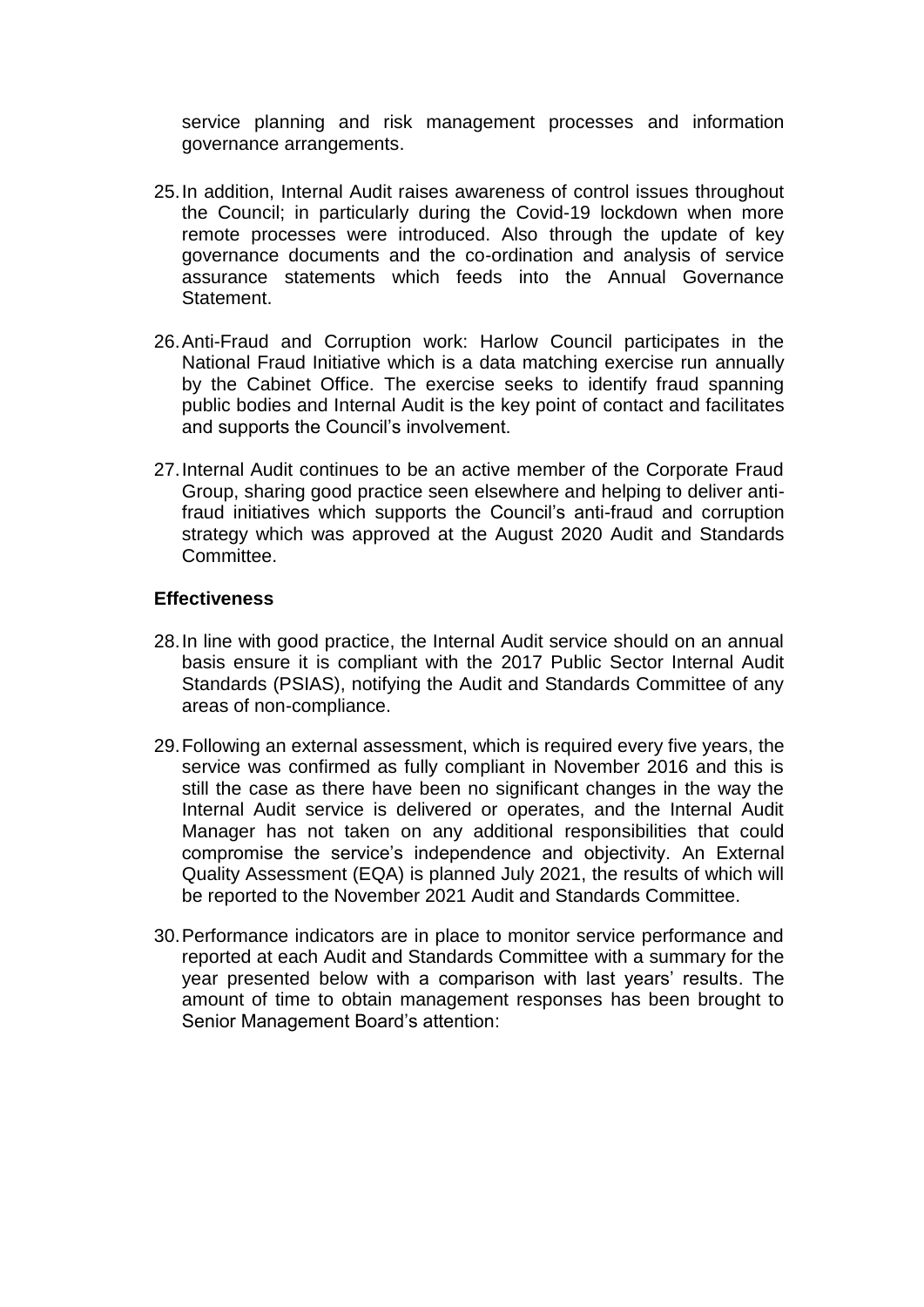service planning and risk management processes and information governance arrangements.

25. In addition, Internal Audit raises awareness of control issues throughout the Council; in particularly during the Covid-19 lockdown when more remote processes were introduced. Also through the update of key governance documents and the co-ordination and analysis of service assurance statements which feeds into the Annual Governance Statement.

26. Anti-Fraud and Corruption work: Harlow Council participates in the National Fraud Initiative which is a data matching exercise run annually by the Cabinet Office. The exercise seeks to identify fraud spanning public bodies and Internal Audit is the key point of contact and facilitates and supports the Council's involvement.

27. Internal Audit continues to be an active member of the Corporate Fraud Group, sharing good practice seen elsewhere and helping to deliver anti-fraud initiatives which supports the Council's anti-fraud and corruption strategy which was approved at the August 2020 Audit and Standards Committee.

**Effectiveness**

28. In line with good practice, the Internal Audit service should on an annual basis ensure it is compliant with the 2017 Public Sector Internal Audit Standards (PSIAS), notifying the Audit and Standards Committee of any areas of non-compliance.

29. Following an external assessment, which is required every five years, the service was confirmed as fully compliant in November 2016 and this is still the case as there have been no significant changes in the way the Internal Audit service is delivered or operates, and the Internal Audit Manager has not taken on any additional responsibilities that could compromise the service's independence and objectivity. An External Quality Assessment (EQA) is planned July 2021, the results of which will be reported to the November 2021 Audit and Standards Committee.

30. Performance indicators are in place to monitor service performance and reported at each Audit and Standards Committee with a summary for the year presented below with a comparison with last years' results. The amount of time to obtain management responses has been brought to Senior Management Board's attention: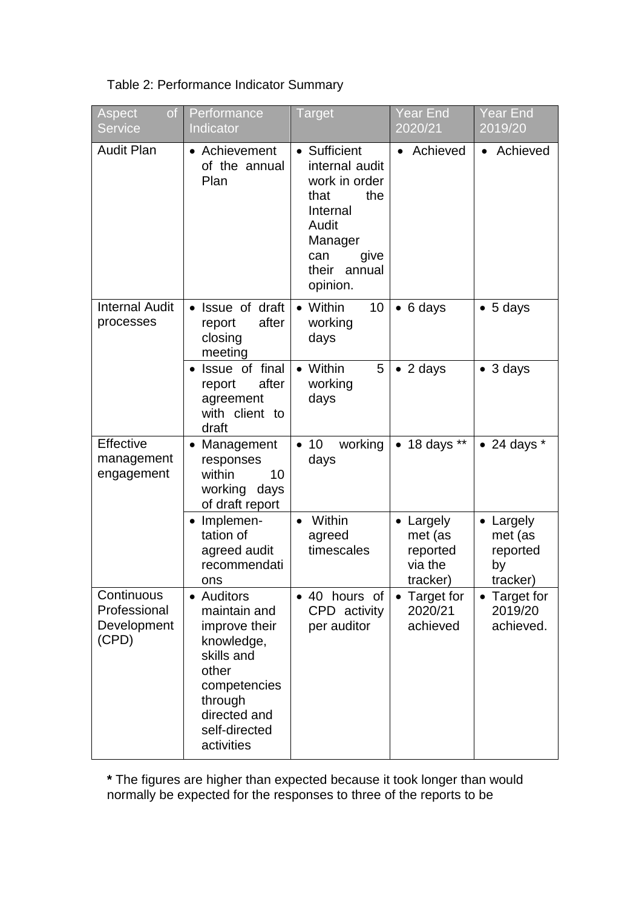Table 2: Performance Indicator Summary

| Aspect of Service | Performance Indicator | Target | Year End 2020/21 | Year End 2019/20 |
|---|---|---|---|---|
| Audit Plan | • Achievement of the annual Plan | • Sufficient internal audit work in order that the Internal Audit Manager can give their annual opinion. | • Achieved | • Achieved |
| Internal Audit processes | • Issue of draft report after closing meeting | • Within 10 working days | • 6 days | • 5 days |
| | • Issue of final report after agreement with client to draft | • Within 5 working days | • 2 days | • 3 days |
| Effective management engagement | • Management responses within 10 working days of draft report | • 10 working days | • 18 days ** | • 24 days * |
| | • Implementation of agreed audit recommendations | • Within agreed timescales | • Largely met (as reported via the tracker) | • Largely met (as reported by tracker) |
| Continuous Professional Development (CPD) | • Auditors maintain and improve their knowledge, skills and other competencies through directed and self-directed activities | • 40 hours of CPD activity per auditor | • Target for 2020/21 achieved | • Target for 2019/20 achieved. |

**\*** The figures are higher than expected because it took longer than would normally be expected for the responses to three of the reports to be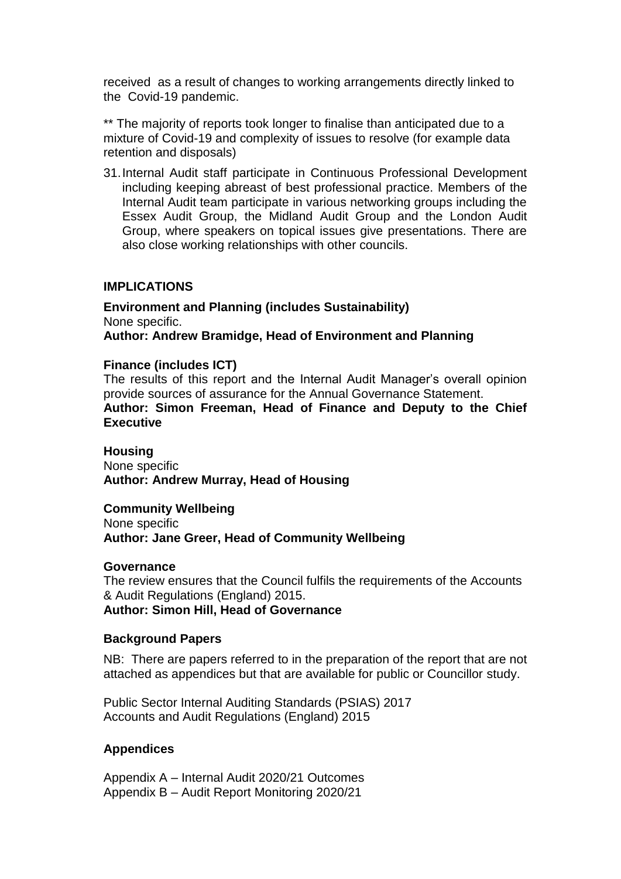received as a result of changes to working arrangements directly linked to the Covid-19 pandemic.

** The majority of reports took longer to finalise than anticipated due to a mixture of Covid-19 and complexity of issues to resolve (for example data retention and disposals)

31. Internal Audit staff participate in Continuous Professional Development including keeping abreast of best professional practice. Members of the Internal Audit team participate in various networking groups including the Essex Audit Group, the Midland Audit Group and the London Audit Group, where speakers on topical issues give presentations. There are also close working relationships with other councils.

## IMPLICATIONS

**Environment and Planning (includes Sustainability)**
None specific.
**Author: Andrew Bramidge, Head of Environment and Planning**

**Finance (includes ICT)**
The results of this report and the Internal Audit Manager's overall opinion provide sources of assurance for the Annual Governance Statement.
**Author: Simon Freeman, Head of Finance and Deputy to the Chief Executive**

**Housing**
None specific
**Author: Andrew Murray, Head of Housing**

**Community Wellbeing**
None specific
**Author: Jane Greer, Head of Community Wellbeing**

**Governance**
The review ensures that the Council fulfils the requirements of the Accounts & Audit Regulations (England) 2015.
**Author: Simon Hill, Head of Governance**

**Background Papers**

NB: There are papers referred to in the preparation of the report that are not attached as appendices but that are available for public or Councillor study.

Public Sector Internal Auditing Standards (PSIAS) 2017
Accounts and Audit Regulations (England) 2015

**Appendices**

Appendix A – Internal Audit 2020/21 Outcomes
Appendix B – Audit Report Monitoring 2020/21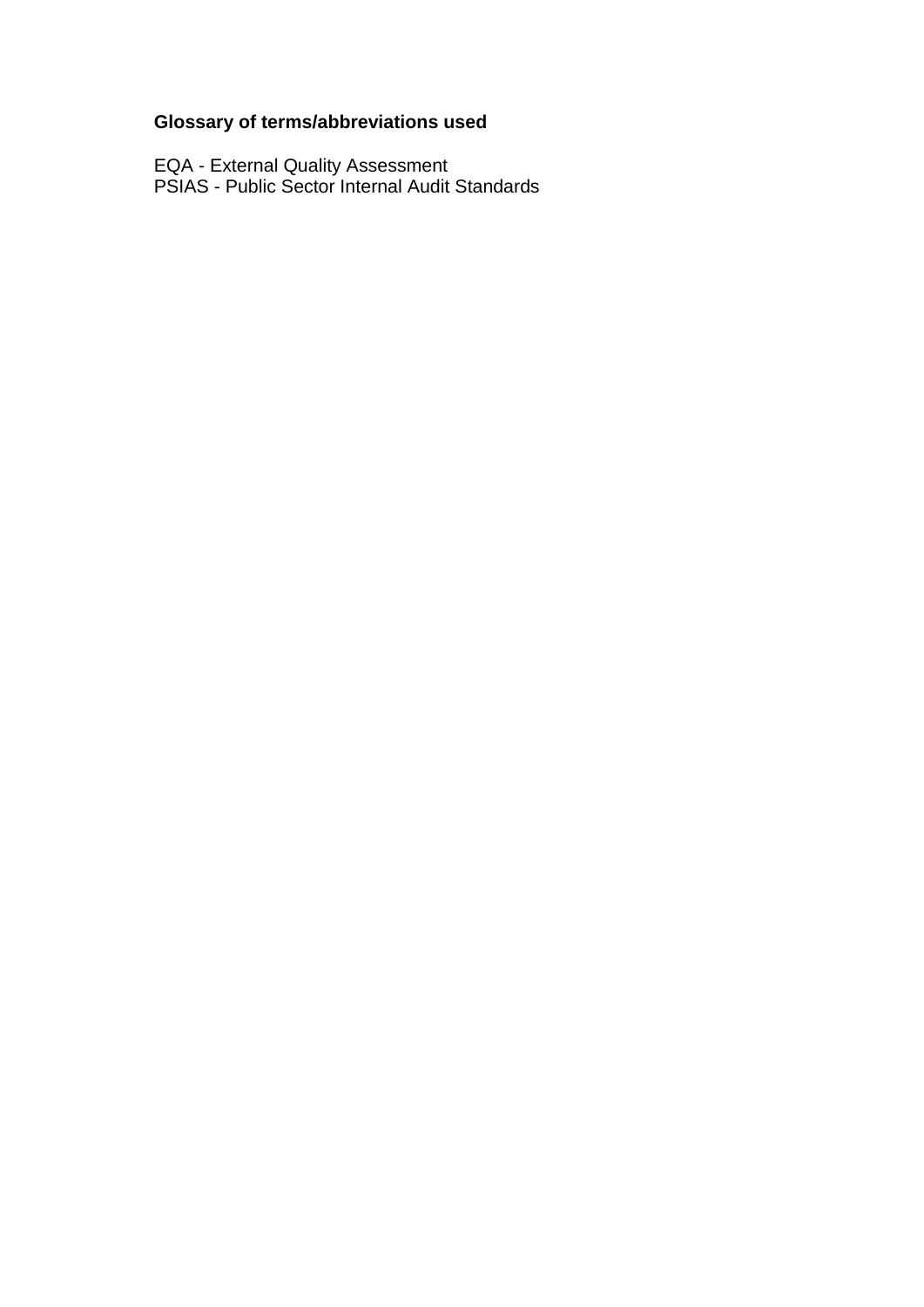**Glossary of terms/abbreviations used**

EQA - External Quality Assessment
PSIAS - Public Sector Internal Audit Standards